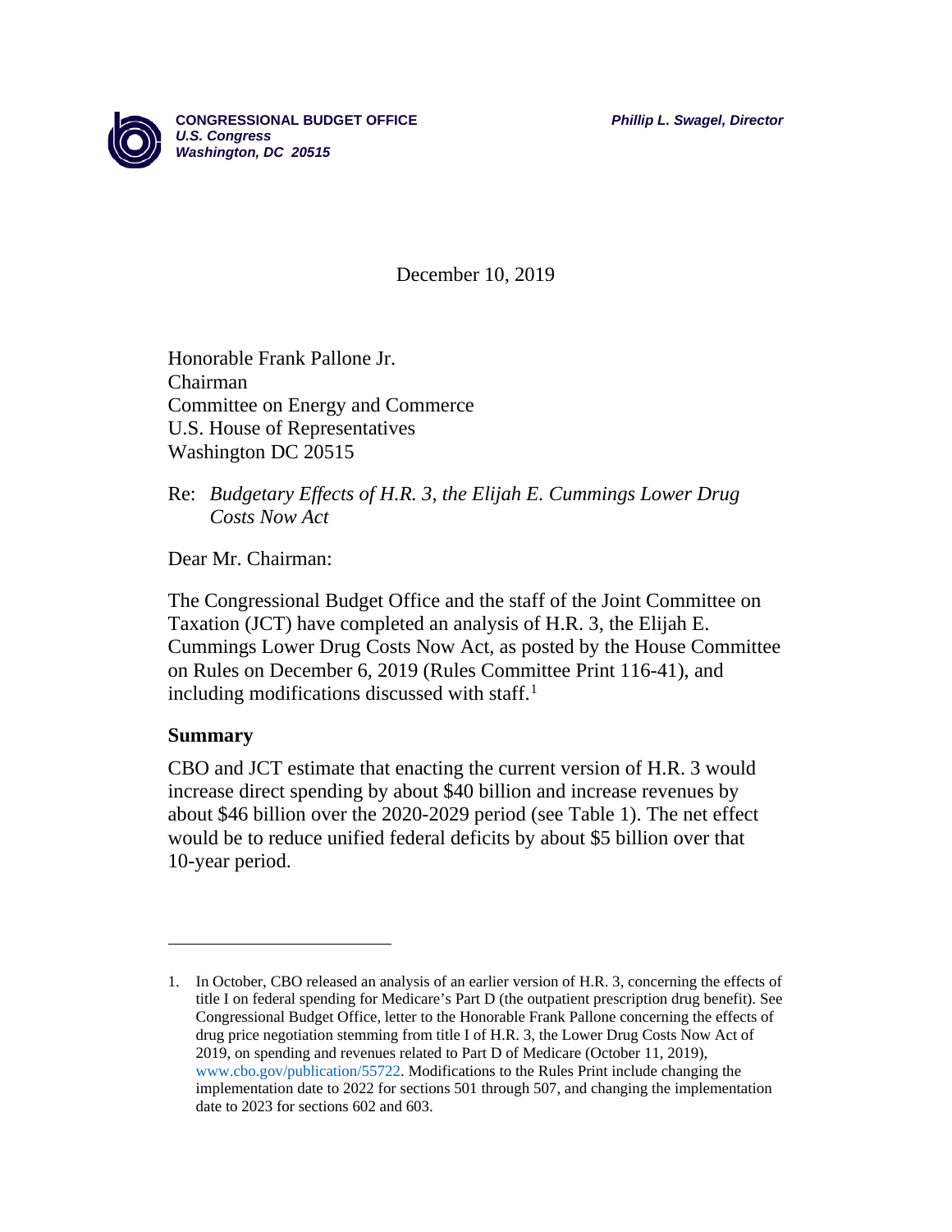**CONGRESSIONAL BUDGET OFFICE**
*U.S. Congress*
*Washington, DC 20515*

*Phillip L. Swagel, Director*

December 10, 2019

Honorable Frank Pallone Jr.
Chairman
Committee on Energy and Commerce
U.S. House of Representatives
Washington DC 20515

Re: *Budgetary Effects of H.R. 3, the Elijah E. Cummings Lower Drug Costs Now Act*

Dear Mr. Chairman:

The Congressional Budget Office and the staff of the Joint Committee on Taxation (JCT) have completed an analysis of H.R. 3, the Elijah E. Cummings Lower Drug Costs Now Act, as posted by the House Committee on Rules on December 6, 2019 (Rules Committee Print 116-41), and including modifications discussed with staff.[1]

## Summary

CBO and JCT estimate that enacting the current version of H.R. 3 would increase direct spending by about $40 billion and increase revenues by about $46 billion over the 2020-2029 period (see Table 1). The net effect would be to reduce unified federal deficits by about $5 billion over that 10-year period.

---

1. In October, CBO released an analysis of an earlier version of H.R. 3, concerning the effects of title I on federal spending for Medicare's Part D (the outpatient prescription drug benefit). See Congressional Budget Office, letter to the Honorable Frank Pallone concerning the effects of drug price negotiation stemming from title I of H.R. 3, the Lower Drug Costs Now Act of 2019, on spending and revenues related to Part D of Medicare (October 11, 2019), www.cbo.gov/publication/55722. Modifications to the Rules Print include changing the implementation date to 2022 for sections 501 through 507, and changing the implementation date to 2023 for sections 602 and 603.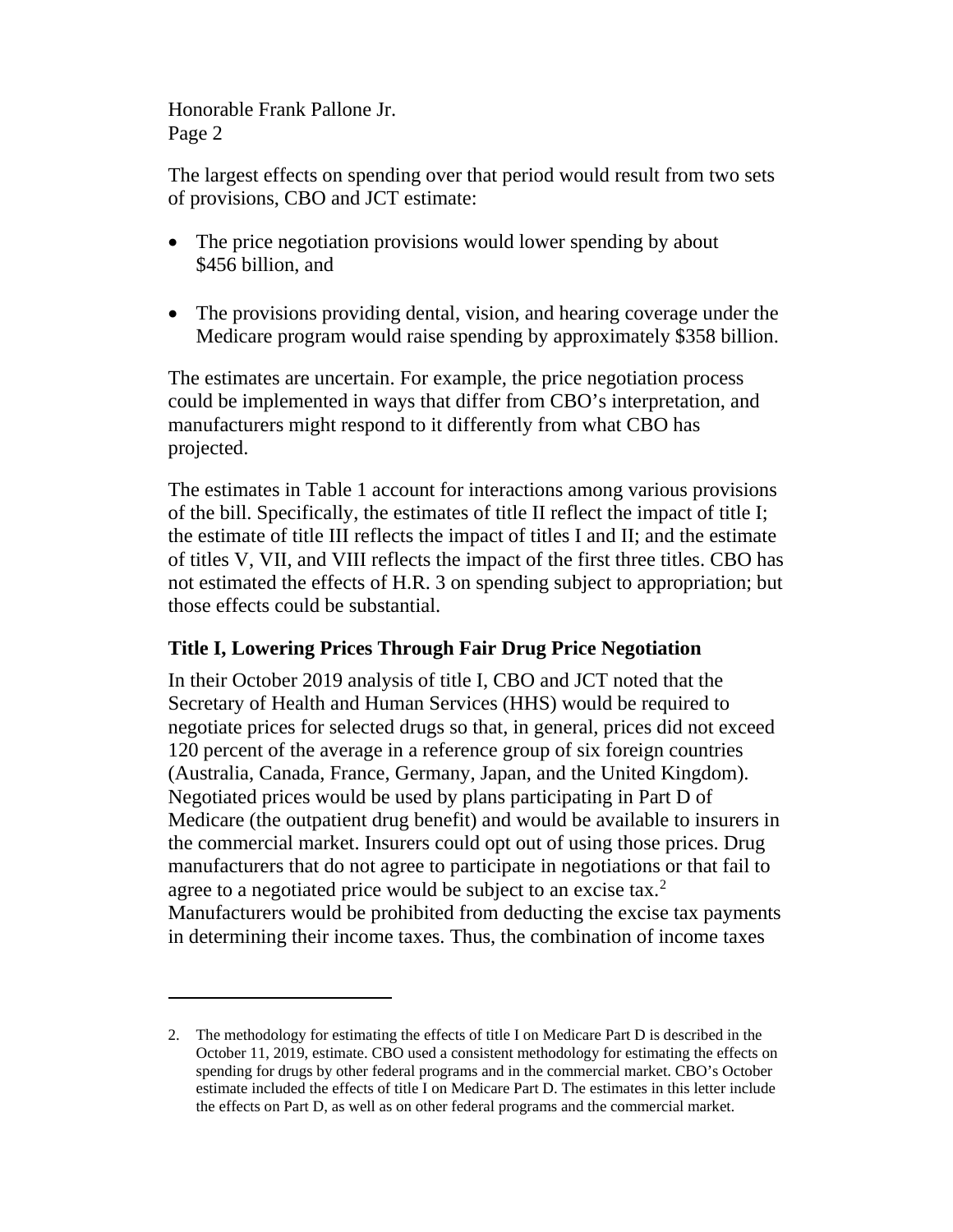The largest effects on spending over that period would result from two sets of provisions, CBO and JCT estimate:

- The price negotiation provisions would lower spending by about $456 billion, and

- The provisions providing dental, vision, and hearing coverage under the Medicare program would raise spending by approximately $358 billion.

The estimates are uncertain. For example, the price negotiation process could be implemented in ways that differ from CBO's interpretation, and manufacturers might respond to it differently from what CBO has projected.

The estimates in Table 1 account for interactions among various provisions of the bill. Specifically, the estimates of title II reflect the impact of title I; the estimate of title III reflects the impact of titles I and II; and the estimate of titles V, VII, and VIII reflects the impact of the first three titles. CBO has not estimated the effects of H.R. 3 on spending subject to appropriation; but those effects could be substantial.

## Title I, Lowering Prices Through Fair Drug Price Negotiation

In their October 2019 analysis of title I, CBO and JCT noted that the Secretary of Health and Human Services (HHS) would be required to negotiate prices for selected drugs so that, in general, prices did not exceed 120 percent of the average in a reference group of six foreign countries (Australia, Canada, France, Germany, Japan, and the United Kingdom). Negotiated prices would be used by plans participating in Part D of Medicare (the outpatient drug benefit) and would be available to insurers in the commercial market. Insurers could opt out of using those prices. Drug manufacturers that do not agree to participate in negotiations or that fail to agree to a negotiated price would be subject to an excise tax.[2] Manufacturers would be prohibited from deducting the excise tax payments in determining their income taxes. Thus, the combination of income taxes

2. The methodology for estimating the effects of title I on Medicare Part D is described in the October 11, 2019, estimate. CBO used a consistent methodology for estimating the effects on spending for drugs by other federal programs and in the commercial market. CBO's October estimate included the effects of title I on Medicare Part D. The estimates in this letter include the effects on Part D, as well as on other federal programs and the commercial market.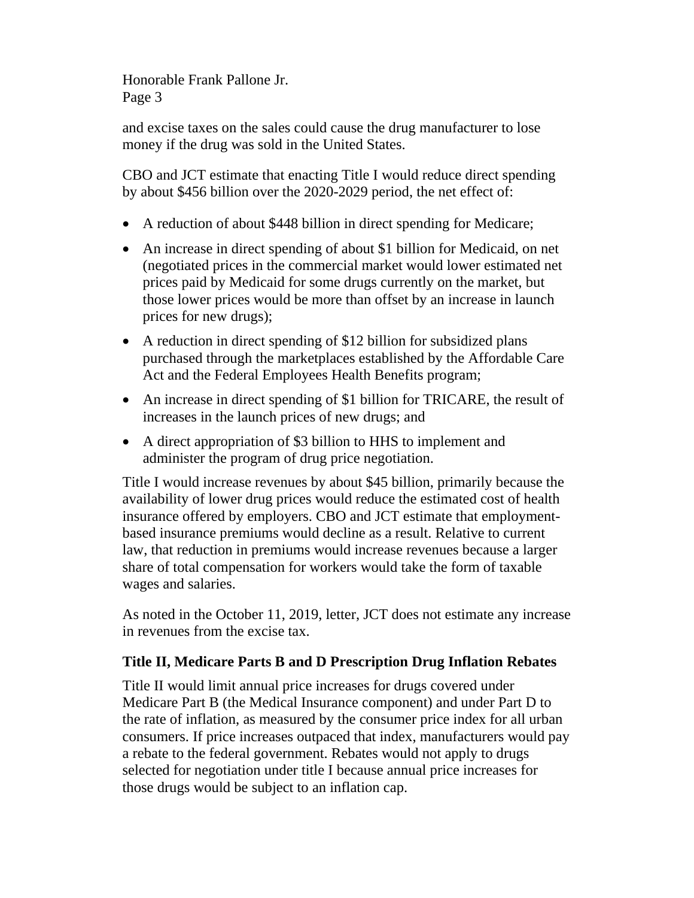and excise taxes on the sales could cause the drug manufacturer to lose money if the drug was sold in the United States.

CBO and JCT estimate that enacting Title I would reduce direct spending by about $456 billion over the 2020-2029 period, the net effect of:

- A reduction of about $448 billion in direct spending for Medicare;
- An increase in direct spending of about $1 billion for Medicaid, on net (negotiated prices in the commercial market would lower estimated net prices paid by Medicaid for some drugs currently on the market, but those lower prices would be more than offset by an increase in launch prices for new drugs);
- A reduction in direct spending of $12 billion for subsidized plans purchased through the marketplaces established by the Affordable Care Act and the Federal Employees Health Benefits program;
- An increase in direct spending of $1 billion for TRICARE, the result of increases in the launch prices of new drugs; and
- A direct appropriation of $3 billion to HHS to implement and administer the program of drug price negotiation.

Title I would increase revenues by about $45 billion, primarily because the availability of lower drug prices would reduce the estimated cost of health insurance offered by employers. CBO and JCT estimate that employment-based insurance premiums would decline as a result. Relative to current law, that reduction in premiums would increase revenues because a larger share of total compensation for workers would take the form of taxable wages and salaries.

As noted in the October 11, 2019, letter, JCT does not estimate any increase in revenues from the excise tax.

## Title II, Medicare Parts B and D Prescription Drug Inflation Rebates

Title II would limit annual price increases for drugs covered under Medicare Part B (the Medical Insurance component) and under Part D to the rate of inflation, as measured by the consumer price index for all urban consumers. If price increases outpaced that index, manufacturers would pay a rebate to the federal government. Rebates would not apply to drugs selected for negotiation under title I because annual price increases for those drugs would be subject to an inflation cap.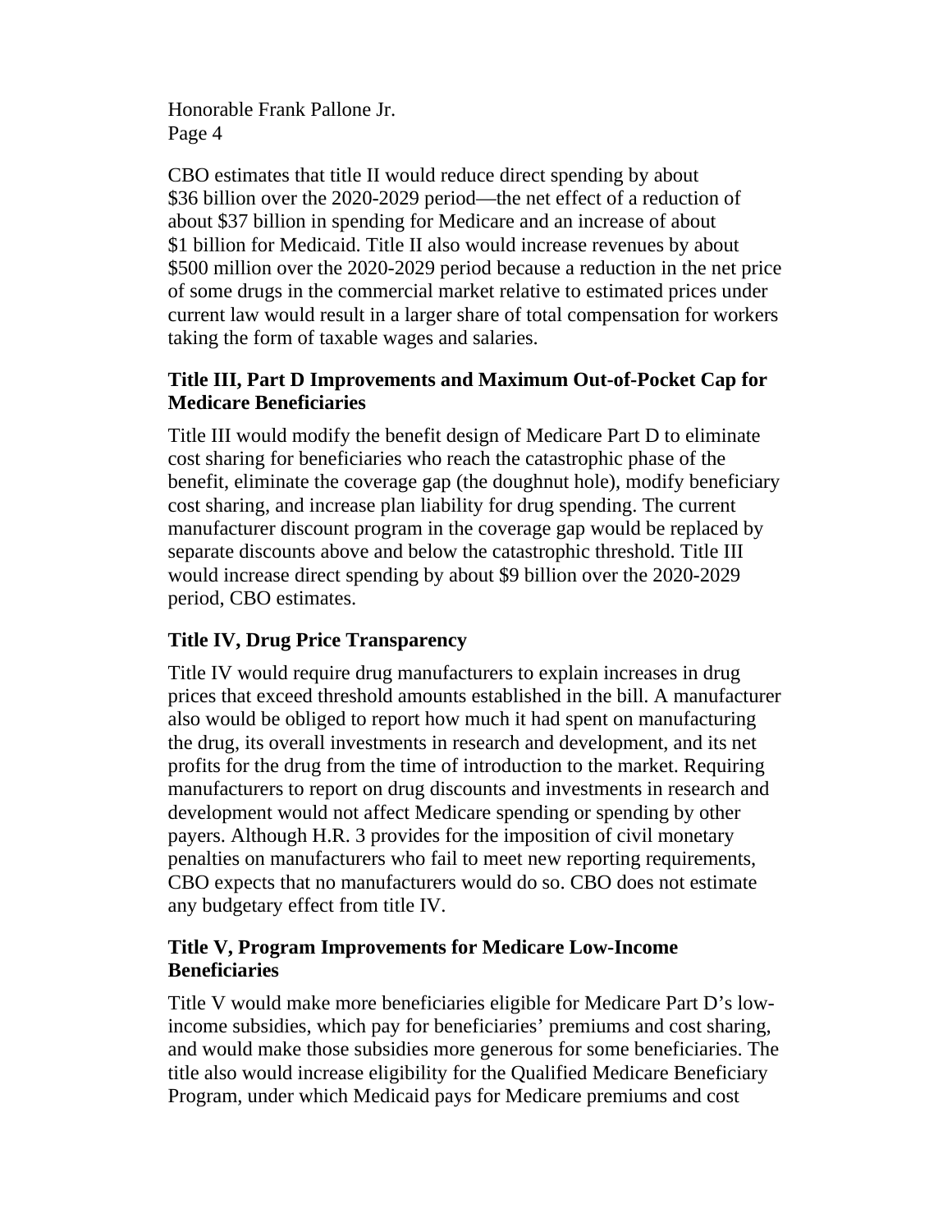CBO estimates that title II would reduce direct spending by about $36 billion over the 2020-2029 period—the net effect of a reduction of about $37 billion in spending for Medicare and an increase of about $1 billion for Medicaid. Title II also would increase revenues by about $500 million over the 2020-2029 period because a reduction in the net price of some drugs in the commercial market relative to estimated prices under current law would result in a larger share of total compensation for workers taking the form of taxable wages and salaries.

### Title III, Part D Improvements and Maximum Out-of-Pocket Cap for Medicare Beneficiaries

Title III would modify the benefit design of Medicare Part D to eliminate cost sharing for beneficiaries who reach the catastrophic phase of the benefit, eliminate the coverage gap (the doughnut hole), modify beneficiary cost sharing, and increase plan liability for drug spending. The current manufacturer discount program in the coverage gap would be replaced by separate discounts above and below the catastrophic threshold. Title III would increase direct spending by about $9 billion over the 2020-2029 period, CBO estimates.

### Title IV, Drug Price Transparency

Title IV would require drug manufacturers to explain increases in drug prices that exceed threshold amounts established in the bill. A manufacturer also would be obliged to report how much it had spent on manufacturing the drug, its overall investments in research and development, and its net profits for the drug from the time of introduction to the market. Requiring manufacturers to report on drug discounts and investments in research and development would not affect Medicare spending or spending by other payers. Although H.R. 3 provides for the imposition of civil monetary penalties on manufacturers who fail to meet new reporting requirements, CBO expects that no manufacturers would do so. CBO does not estimate any budgetary effect from title IV.

### Title V, Program Improvements for Medicare Low-Income Beneficiaries

Title V would make more beneficiaries eligible for Medicare Part D's low-income subsidies, which pay for beneficiaries' premiums and cost sharing, and would make those subsidies more generous for some beneficiaries. The title also would increase eligibility for the Qualified Medicare Beneficiary Program, under which Medicaid pays for Medicare premiums and cost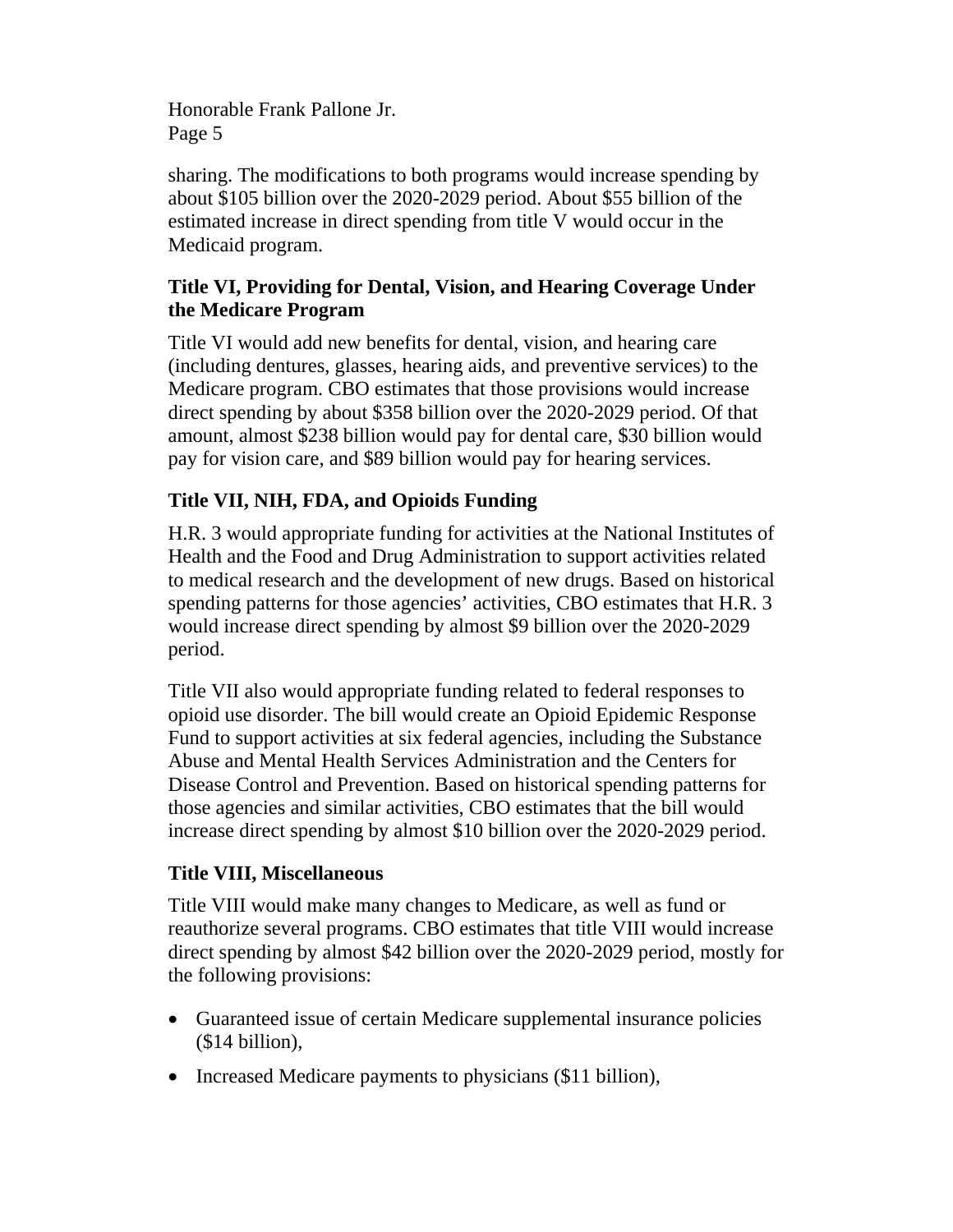sharing. The modifications to both programs would increase spending by about $105 billion over the 2020-2029 period. About $55 billion of the estimated increase in direct spending from title V would occur in the Medicaid program.

### Title VI, Providing for Dental, Vision, and Hearing Coverage Under the Medicare Program

Title VI would add new benefits for dental, vision, and hearing care (including dentures, glasses, hearing aids, and preventive services) to the Medicare program. CBO estimates that those provisions would increase direct spending by about $358 billion over the 2020-2029 period. Of that amount, almost $238 billion would pay for dental care, $30 billion would pay for vision care, and $89 billion would pay for hearing services.

### Title VII, NIH, FDA, and Opioids Funding

H.R. 3 would appropriate funding for activities at the National Institutes of Health and the Food and Drug Administration to support activities related to medical research and the development of new drugs. Based on historical spending patterns for those agencies' activities, CBO estimates that H.R. 3 would increase direct spending by almost $9 billion over the 2020-2029 period.

Title VII also would appropriate funding related to federal responses to opioid use disorder. The bill would create an Opioid Epidemic Response Fund to support activities at six federal agencies, including the Substance Abuse and Mental Health Services Administration and the Centers for Disease Control and Prevention. Based on historical spending patterns for those agencies and similar activities, CBO estimates that the bill would increase direct spending by almost $10 billion over the 2020-2029 period.

### Title VIII, Miscellaneous

Title VIII would make many changes to Medicare, as well as fund or reauthorize several programs. CBO estimates that title VIII would increase direct spending by almost $42 billion over the 2020-2029 period, mostly for the following provisions:

- Guaranteed issue of certain Medicare supplemental insurance policies ($14 billion),
- Increased Medicare payments to physicians ($11 billion),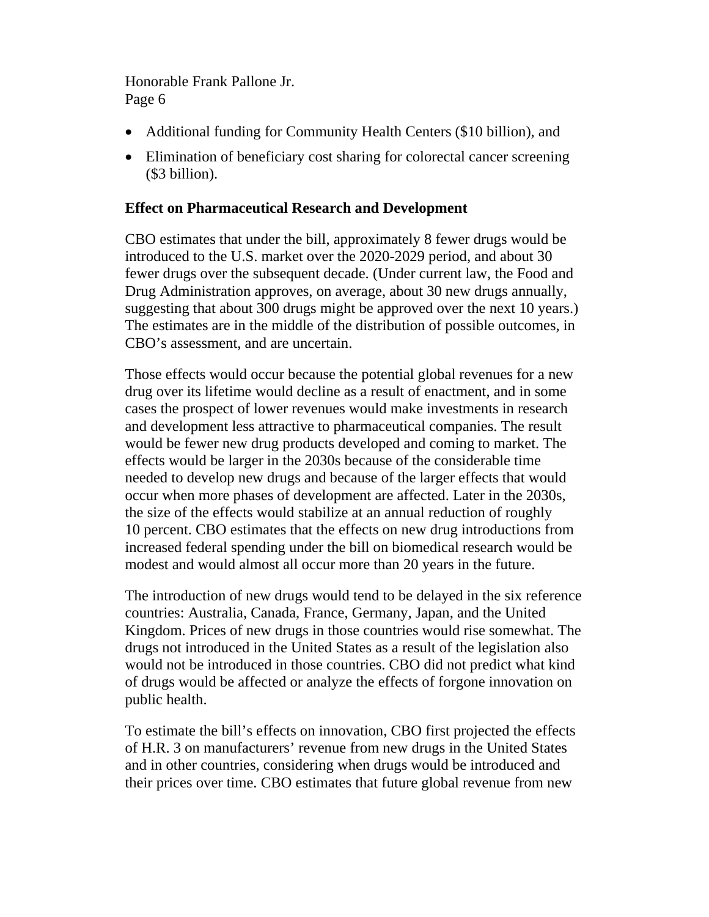- Additional funding for Community Health Centers ($10 billion), and
- Elimination of beneficiary cost sharing for colorectal cancer screening ($3 billion).

**Effect on Pharmaceutical Research and Development**

CBO estimates that under the bill, approximately 8 fewer drugs would be introduced to the U.S. market over the 2020-2029 period, and about 30 fewer drugs over the subsequent decade. (Under current law, the Food and Drug Administration approves, on average, about 30 new drugs annually, suggesting that about 300 drugs might be approved over the next 10 years.) The estimates are in the middle of the distribution of possible outcomes, in CBO's assessment, and are uncertain.

Those effects would occur because the potential global revenues for a new drug over its lifetime would decline as a result of enactment, and in some cases the prospect of lower revenues would make investments in research and development less attractive to pharmaceutical companies. The result would be fewer new drug products developed and coming to market. The effects would be larger in the 2030s because of the considerable time needed to develop new drugs and because of the larger effects that would occur when more phases of development are affected. Later in the 2030s, the size of the effects would stabilize at an annual reduction of roughly 10 percent. CBO estimates that the effects on new drug introductions from increased federal spending under the bill on biomedical research would be modest and would almost all occur more than 20 years in the future.

The introduction of new drugs would tend to be delayed in the six reference countries: Australia, Canada, France, Germany, Japan, and the United Kingdom. Prices of new drugs in those countries would rise somewhat. The drugs not introduced in the United States as a result of the legislation also would not be introduced in those countries. CBO did not predict what kind of drugs would be affected or analyze the effects of forgone innovation on public health.

To estimate the bill's effects on innovation, CBO first projected the effects of H.R. 3 on manufacturers' revenue from new drugs in the United States and in other countries, considering when drugs would be introduced and their prices over time. CBO estimates that future global revenue from new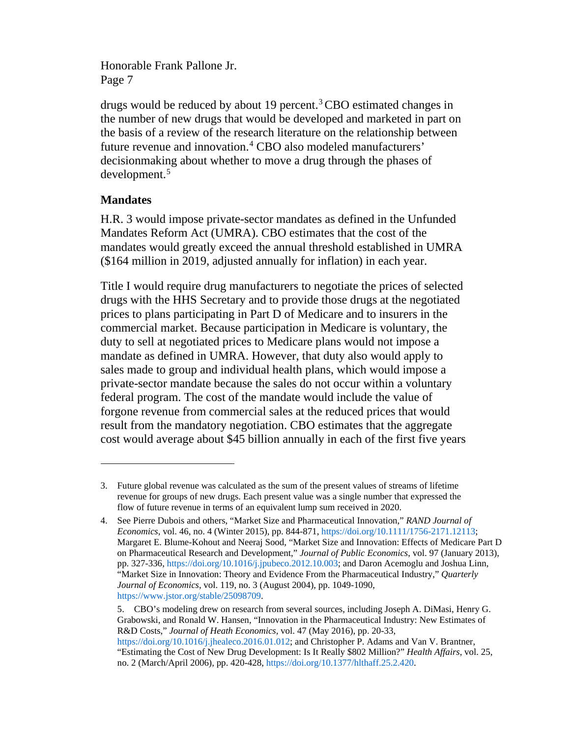drugs would be reduced by about 19 percent.[3] CBO estimated changes in the number of new drugs that would be developed and marketed in part on the basis of a review of the research literature on the relationship between future revenue and innovation.[4] CBO also modeled manufacturers' decisionmaking about whether to move a drug through the phases of development.[5]

## Mandates

H.R. 3 would impose private-sector mandates as defined in the Unfunded Mandates Reform Act (UMRA). CBO estimates that the cost of the mandates would greatly exceed the annual threshold established in UMRA ($164 million in 2019, adjusted annually for inflation) in each year.

Title I would require drug manufacturers to negotiate the prices of selected drugs with the HHS Secretary and to provide those drugs at the negotiated prices to plans participating in Part D of Medicare and to insurers in the commercial market. Because participation in Medicare is voluntary, the duty to sell at negotiated prices to Medicare plans would not impose a mandate as defined in UMRA. However, that duty also would apply to sales made to group and individual health plans, which would impose a private-sector mandate because the sales do not occur within a voluntary federal program. The cost of the mandate would include the value of forgone revenue from commercial sales at the reduced prices that would result from the mandatory negotiation. CBO estimates that the aggregate cost would average about $45 billion annually in each of the first five years

---

3. Future global revenue was calculated as the sum of the present values of streams of lifetime revenue for groups of new drugs. Each present value was a single number that expressed the flow of future revenue in terms of an equivalent lump sum received in 2020.

4. See Pierre Dubois and others, "Market Size and Pharmaceutical Innovation," *RAND Journal of Economics*, vol. 46, no. 4 (Winter 2015), pp. 844-871, https://doi.org/10.1111/1756-2171.12113; Margaret E. Blume-Kohout and Neeraj Sood, "Market Size and Innovation: Effects of Medicare Part D on Pharmaceutical Research and Development," *Journal of Public Economics*, vol. 97 (January 2013), pp. 327-336, https://doi.org/10.1016/j.jpubeco.2012.10.003; and Daron Acemoglu and Joshua Linn, "Market Size in Innovation: Theory and Evidence From the Pharmaceutical Industry," *Quarterly Journal of Economics*, vol. 119, no. 3 (August 2004), pp. 1049-1090, https://www.jstor.org/stable/25098709.

5. CBO's modeling drew on research from several sources, including Joseph A. DiMasi, Henry G. Grabowski, and Ronald W. Hansen, "Innovation in the Pharmaceutical Industry: New Estimates of R&D Costs," *Journal of Heath Economics*, vol. 47 (May 2016), pp. 20-33, https://doi.org/10.1016/j.jhealeco.2016.01.012; and Christopher P. Adams and Van V. Brantner, "Estimating the Cost of New Drug Development: Is It Really $802 Million?" *Health Affairs*, vol. 25, no. 2 (March/April 2006), pp. 420-428, https://doi.org/10.1377/hlthaff.25.2.420.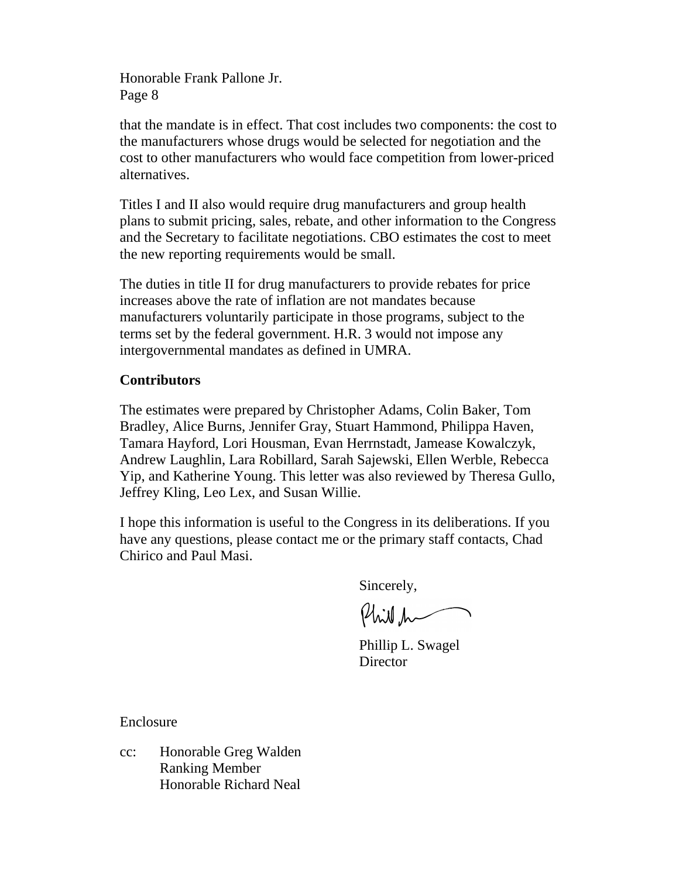that the mandate is in effect. That cost includes two components: the cost to the manufacturers whose drugs would be selected for negotiation and the cost to other manufacturers who would face competition from lower-priced alternatives.

Titles I and II also would require drug manufacturers and group health plans to submit pricing, sales, rebate, and other information to the Congress and the Secretary to facilitate negotiations. CBO estimates the cost to meet the new reporting requirements would be small.

The duties in title II for drug manufacturers to provide rebates for price increases above the rate of inflation are not mandates because manufacturers voluntarily participate in those programs, subject to the terms set by the federal government. H.R. 3 would not impose any intergovernmental mandates as defined in UMRA.

**Contributors**

The estimates were prepared by Christopher Adams, Colin Baker, Tom Bradley, Alice Burns, Jennifer Gray, Stuart Hammond, Philippa Haven, Tamara Hayford, Lori Housman, Evan Herrnstadt, Jamease Kowalczyk, Andrew Laughlin, Lara Robillard, Sarah Sajewski, Ellen Werble, Rebecca Yip, and Katherine Young. This letter was also reviewed by Theresa Gullo, Jeffrey Kling, Leo Lex, and Susan Willie.

I hope this information is useful to the Congress in its deliberations. If you have any questions, please contact me or the primary staff contacts, Chad Chirico and Paul Masi.

Sincerely,

Phillip L. Swagel
Director

Enclosure

cc: Honorable Greg Walden
Ranking Member
Honorable Richard Neal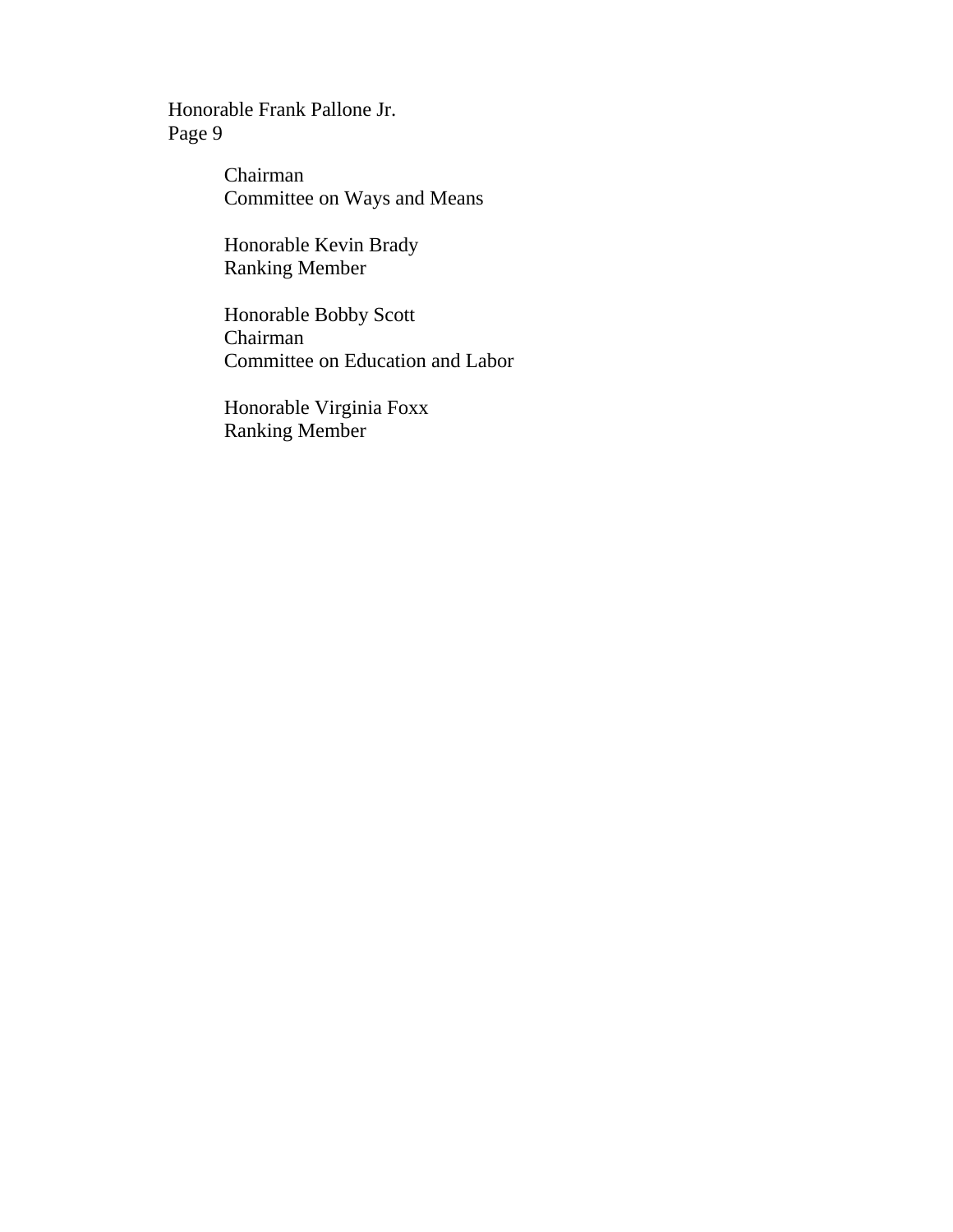Chairman
Committee on Ways and Means

Honorable Kevin Brady
Ranking Member

Honorable Bobby Scott
Chairman
Committee on Education and Labor

Honorable Virginia Foxx
Ranking Member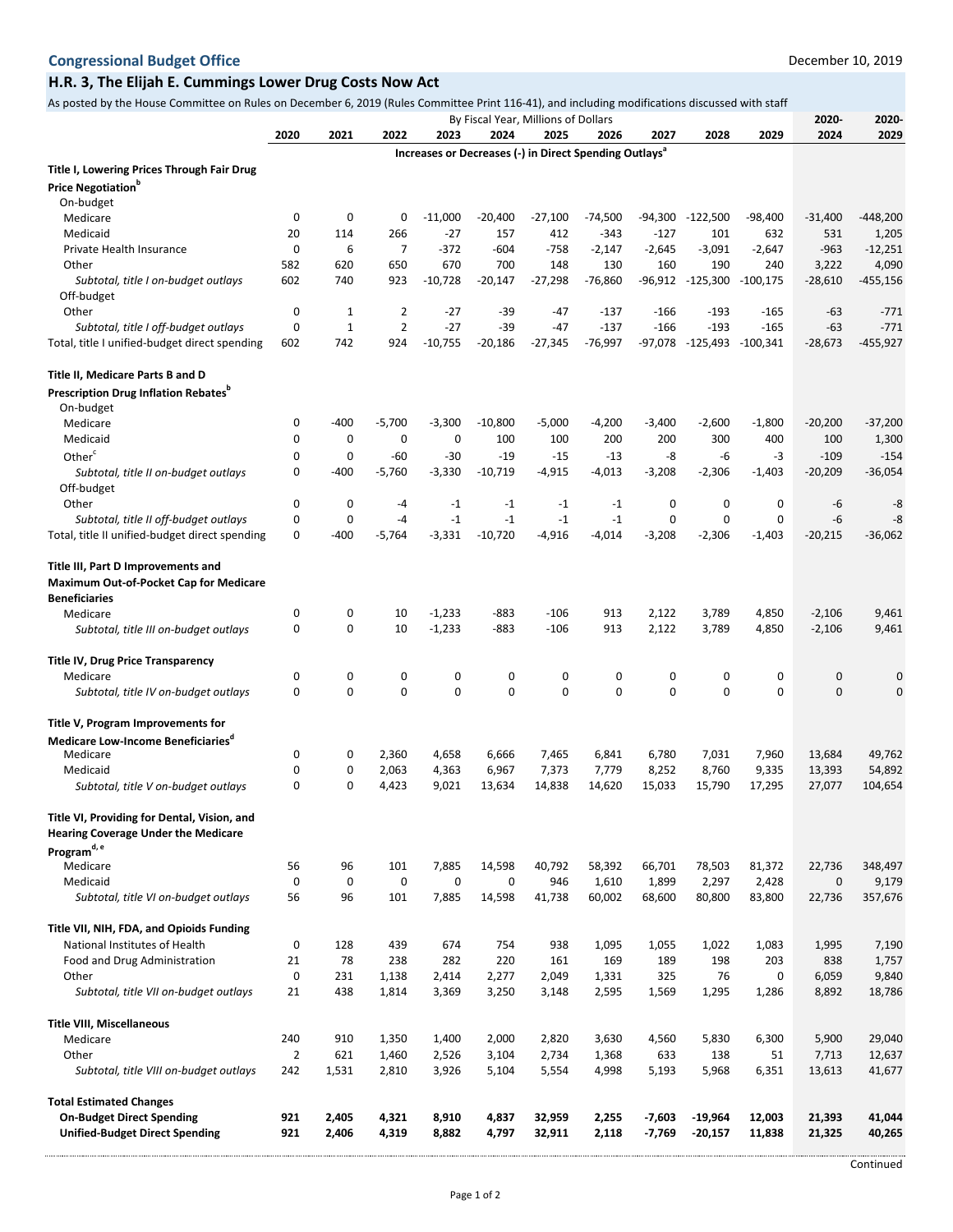**Congressional Budget Office** December 10, 2019

## H.R. 3, The Elijah E. Cummings Lower Drug Costs Now Act

As posted by the House Committee on Rules on December 6, 2019 (Rules Committee Print 116-41), and including modifications discussed with staff

| | By Fiscal Year, Millions of Dollars | | | | | | | | | | | |
|---|---|---|---|---|---|---|---|---|---|---|---|---|
| | 2020 | 2021 | 2022 | 2023 | 2024 | 2025 | 2026 | 2027 | 2028 | 2029 | 2020-2024 | 2020-2029 |
| | **Increases or Decreases (-) in Direct Spending Outlays[a]** | | | | | | | | | | | |
| **Title I, Lowering Prices Through Fair Drug Price Negotiation[b]** | | | | | | | | | | | | |
| On-budget | | | | | | | | | | | | |
| Medicare | 0 | 0 | 0 | -11,000 | -20,400 | -27,100 | -74,500 | -94,300 | -122,500 | -98,400 | -31,400 | -448,200 |
| Medicaid | 20 | 114 | 266 | -27 | 157 | 412 | -343 | -127 | 101 | 632 | 531 | 1,205 |
| Private Health Insurance | 0 | 6 | 7 | -372 | -604 | -758 | -2,147 | -2,645 | -3,091 | -2,647 | -963 | -12,251 |
| Other | 582 | 620 | 650 | 670 | 700 | 148 | 130 | 160 | 190 | 240 | 3,222 | 4,090 |
| *Subtotal, title I on-budget outlays* | 602 | 740 | 923 | -10,728 | -20,147 | -27,298 | -76,860 | -96,912 | -125,300 | -100,175 | -28,610 | -455,156 |
| Off-budget | | | | | | | | | | | | |
| Other | 0 | 1 | 2 | -27 | -39 | -47 | -137 | -166 | -193 | -165 | -63 | -771 |
| *Subtotal, title I off-budget outlays* | 0 | 1 | 2 | -27 | -39 | -47 | -137 | -166 | -193 | -165 | -63 | -771 |
| Total, title I unified-budget direct spending | 602 | 742 | 924 | -10,755 | -20,186 | -27,345 | -76,997 | -97,078 | -125,493 | -100,341 | -28,673 | -455,927 |
| **Title II, Medicare Parts B and D Prescription Drug Inflation Rebates[b]** | | | | | | | | | | | | |
| On-budget | | | | | | | | | | | | |
| Medicare | 0 | -400 | -5,700 | -3,300 | -10,800 | -5,000 | -4,200 | -3,400 | -2,600 | -1,800 | -20,200 | -37,200 |
| Medicaid | 0 | 0 | 0 | 0 | 100 | 100 | 200 | 200 | 300 | 400 | 100 | 1,300 |
| Other[c] | 0 | 0 | -60 | -30 | -19 | -15 | -13 | -8 | -6 | -3 | -109 | -154 |
| *Subtotal, title II on-budget outlays* | 0 | -400 | -5,760 | -3,330 | -10,719 | -4,915 | -4,013 | -3,208 | -2,306 | -1,403 | -20,209 | -36,054 |
| Off-budget | | | | | | | | | | | | |
| Other | 0 | 0 | -4 | -1 | -1 | -1 | -1 | 0 | 0 | 0 | -6 | -8 |
| *Subtotal, title II off-budget outlays* | 0 | 0 | -4 | -1 | -1 | -1 | -1 | 0 | 0 | 0 | -6 | -8 |
| Total, title II unified-budget direct spending | 0 | -400 | -5,764 | -3,331 | -10,720 | -4,916 | -4,014 | -3,208 | -2,306 | -1,403 | -20,215 | -36,062 |
| **Title III, Part D Improvements and Maximum Out-of-Pocket Cap for Medicare Beneficiaries** | | | | | | | | | | | | |
| Medicare | 0 | 0 | 10 | -1,233 | -883 | -106 | 913 | 2,122 | 3,789 | 4,850 | -2,106 | 9,461 |
| *Subtotal, title III on-budget outlays* | 0 | 0 | 10 | -1,233 | -883 | -106 | 913 | 2,122 | 3,789 | 4,850 | -2,106 | 9,461 |
| **Title IV, Drug Price Transparency** | | | | | | | | | | | | |
| Medicare | 0 | 0 | 0 | 0 | 0 | 0 | 0 | 0 | 0 | 0 | 0 | 0 |
| *Subtotal, title IV on-budget outlays* | 0 | 0 | 0 | 0 | 0 | 0 | 0 | 0 | 0 | 0 | 0 | 0 |
| **Title V, Program Improvements for Medicare Low-Income Beneficiaries[d]** | | | | | | | | | | | | |
| Medicare | 0 | 0 | 2,360 | 4,658 | 6,666 | 7,465 | 6,841 | 6,780 | 7,031 | 7,960 | 13,684 | 49,762 |
| Medicaid | 0 | 0 | 2,063 | 4,363 | 6,967 | 7,373 | 7,779 | 8,252 | 8,760 | 9,335 | 13,393 | 54,892 |
| *Subtotal, title V on-budget outlays* | 0 | 0 | 4,423 | 9,021 | 13,634 | 14,838 | 14,620 | 15,033 | 15,790 | 17,295 | 27,077 | 104,654 |
| **Title VI, Providing for Dental, Vision, and Hearing Coverage Under the Medicare Program[d, e]** | | | | | | | | | | | | |
| Medicare | 56 | 96 | 101 | 7,885 | 14,598 | 40,792 | 58,392 | 66,701 | 78,503 | 81,372 | 22,736 | 348,497 |
| Medicaid | 0 | 0 | 0 | 0 | 0 | 946 | 1,610 | 1,899 | 2,297 | 2,428 | 0 | 9,179 |
| *Subtotal, title VI on-budget outlays* | 56 | 96 | 101 | 7,885 | 14,598 | 41,738 | 60,002 | 68,600 | 80,800 | 83,800 | 22,736 | 357,676 |
| **Title VII, NIH, FDA, and Opioids Funding** | | | | | | | | | | | | |
| National Institutes of Health | 0 | 128 | 439 | 674 | 754 | 938 | 1,095 | 1,055 | 1,022 | 1,083 | 1,995 | 7,190 |
| Food and Drug Administration | 21 | 78 | 238 | 282 | 220 | 161 | 169 | 189 | 198 | 203 | 838 | 1,757 |
| Other | 0 | 231 | 1,138 | 2,414 | 2,277 | 2,049 | 1,331 | 325 | 76 | 0 | 6,059 | 9,840 |
| *Subtotal, title VII on-budget outlays* | 21 | 438 | 1,814 | 3,369 | 3,250 | 3,148 | 2,595 | 1,569 | 1,295 | 1,286 | 8,892 | 18,786 |
| **Title VIII, Miscellaneous** | | | | | | | | | | | | |
| Medicare | 240 | 910 | 1,350 | 1,400 | 2,000 | 2,820 | 3,630 | 4,560 | 5,830 | 6,300 | 5,900 | 29,040 |
| Other | 2 | 621 | 1,460 | 2,526 | 3,104 | 2,734 | 1,368 | 633 | 138 | 51 | 7,713 | 12,637 |
| *Subtotal, title VIII on-budget outlays* | 242 | 1,531 | 2,810 | 3,926 | 5,104 | 5,554 | 4,998 | 5,193 | 5,968 | 6,351 | 13,613 | 41,677 |
| **Total Estimated Changes** | | | | | | | | | | | | |
| **On-Budget Direct Spending** | **921** | **2,405** | **4,321** | **8,910** | **4,837** | **32,959** | **2,255** | **-7,603** | **-19,964** | **12,003** | **21,393** | **41,044** |
| **Unified-Budget Direct Spending** | **921** | **2,406** | **4,319** | **8,882** | **4,797** | **32,911** | **2,118** | **-7,769** | **-20,157** | **11,838** | **21,325** | **40,265** |

Continued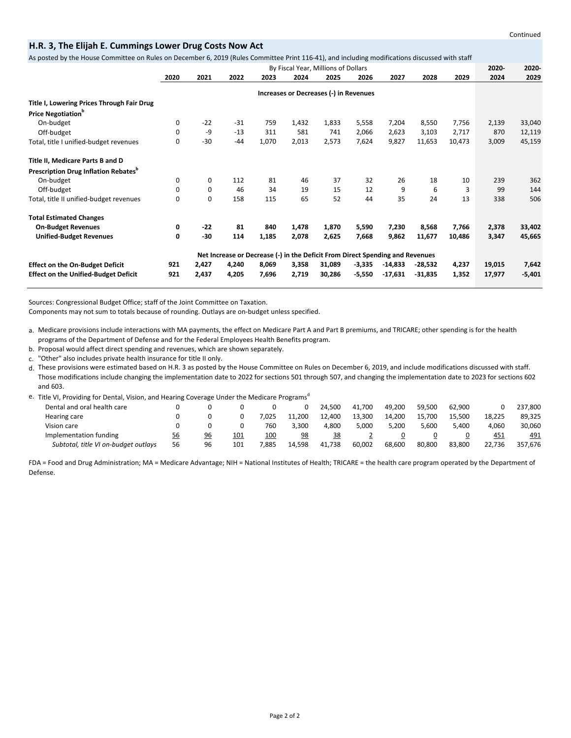Continued

## H.R. 3, The Elijah E. Cummings Lower Drug Costs Now Act

As posted by the House Committee on Rules on December 6, 2019 (Rules Committee Print 116-41), and including modifications discussed with staff

| | By Fiscal Year, Millions of Dollars | | | | | | | | | | | |
|---|---|---|---|---|---|---|---|---|---|---|---|---|
| | 2020 | 2021 | 2022 | 2023 | 2024 | 2025 | 2026 | 2027 | 2028 | 2029 | 2020-2024 | 2020-2029 |
| | **Increases or Decreases (-) in Revenues** | | | | | | | | | | | |
| **Title I, Lowering Prices Through Fair Drug Price Negotiation[b]** | | | | | | | | | | | | |
| On-budget | 0 | -22 | -31 | 759 | 1,432 | 1,833 | 5,558 | 7,204 | 8,550 | 7,756 | 2,139 | 33,040 |
| Off-budget | 0 | -9 | -13 | 311 | 581 | 741 | 2,066 | 2,623 | 3,103 | 2,717 | 870 | 12,119 |
| Total, title I unified-budget revenues | 0 | -30 | -44 | 1,070 | 2,013 | 2,573 | 7,624 | 9,827 | 11,653 | 10,473 | 3,009 | 45,159 |
| **Title II, Medicare Parts B and D Prescription Drug Inflation Rebates[b]** | | | | | | | | | | | | |
| On-budget | 0 | 0 | 112 | 81 | 46 | 37 | 32 | 26 | 18 | 10 | 239 | 362 |
| Off-budget | 0 | 0 | 46 | 34 | 19 | 15 | 12 | 9 | 6 | 3 | 99 | 144 |
| Total, title II unified-budget revenues | 0 | 0 | 158 | 115 | 65 | 52 | 44 | 35 | 24 | 13 | 338 | 506 |
| **Total Estimated Changes** | | | | | | | | | | | | |
| **On-Budget Revenues** | **0** | **-22** | **81** | **840** | **1,478** | **1,870** | **5,590** | **7,230** | **8,568** | **7,766** | **2,378** | **33,402** |
| **Unified-Budget Revenues** | **0** | **-30** | **114** | **1,185** | **2,078** | **2,625** | **7,668** | **9,862** | **11,677** | **10,486** | **3,347** | **45,665** |
| | **Net Increase or Decrease (-) in the Deficit From Direct Spending and Revenues** | | | | | | | | | | | |
| **Effect on the On-Budget Deficit** | **921** | **2,427** | **4,240** | **8,069** | **3,358** | **31,089** | **-3,335** | **-14,833** | **-28,532** | **4,237** | **19,015** | **7,642** |
| **Effect on the Unified-Budget Deficit** | **921** | **2,437** | **4,205** | **7,696** | **2,719** | **30,286** | **-5,550** | **-17,631** | **-31,835** | **1,352** | **17,977** | **-5,401** |

Sources: Congressional Budget Office; staff of the Joint Committee on Taxation.

Components may not sum to totals because of rounding. Outlays are on-budget unless specified.

a. Medicare provisions include interactions with MA payments, the effect on Medicare Part A and Part B premiums, and TRICARE; other spending is for the health programs of the Department of Defense and for the Federal Employees Health Benefits program.

b. Proposal would affect direct spending and revenues, which are shown separately.

c. "Other" also includes private health insurance for title II only.

d. These provisions were estimated based on H.R. 3 as posted by the House Committee on Rules on December 6, 2019, and include modifications discussed with staff. Those modifications include changing the implementation date to 2022 for sections 501 through 507, and changing the implementation date to 2023 for sections 602 and 603.

e. Title VI, Providing for Dental, Vision, and Hearing Coverage Under the Medicare Programs[d]

| | 2020 | 2021 | 2022 | 2023 | 2024 | 2025 | 2026 | 2027 | 2028 | 2029 | 2020-2024 | 2020-2029 |
|---|---|---|---|---|---|---|---|---|---|---|---|---|
| Dental and oral health care | 0 | 0 | 0 | 0 | 0 | 24,500 | 41,700 | 49,200 | 59,500 | 62,900 | 0 | 237,800 |
| Hearing care | 0 | 0 | 0 | 7,025 | 11,200 | 12,400 | 13,300 | 14,200 | 15,700 | 15,500 | 18,225 | 89,325 |
| Vision care | 0 | 0 | 0 | 760 | 3,300 | 4,800 | 5,000 | 5,200 | 5,600 | 5,400 | 4,060 | 30,060 |
| Implementation funding | 56 | 96 | 101 | 100 | 98 | 38 | 2 | 0 | 0 | 0 | 451 | 491 |
| *Subtotal, title VI on-budget outlays* | 56 | 96 | 101 | 7,885 | 14,598 | 41,738 | 60,002 | 68,600 | 80,800 | 83,800 | 22,736 | 357,676 |

FDA = Food and Drug Administration; MA = Medicare Advantage; NIH = National Institutes of Health; TRICARE = the health care program operated by the Department of Defense.